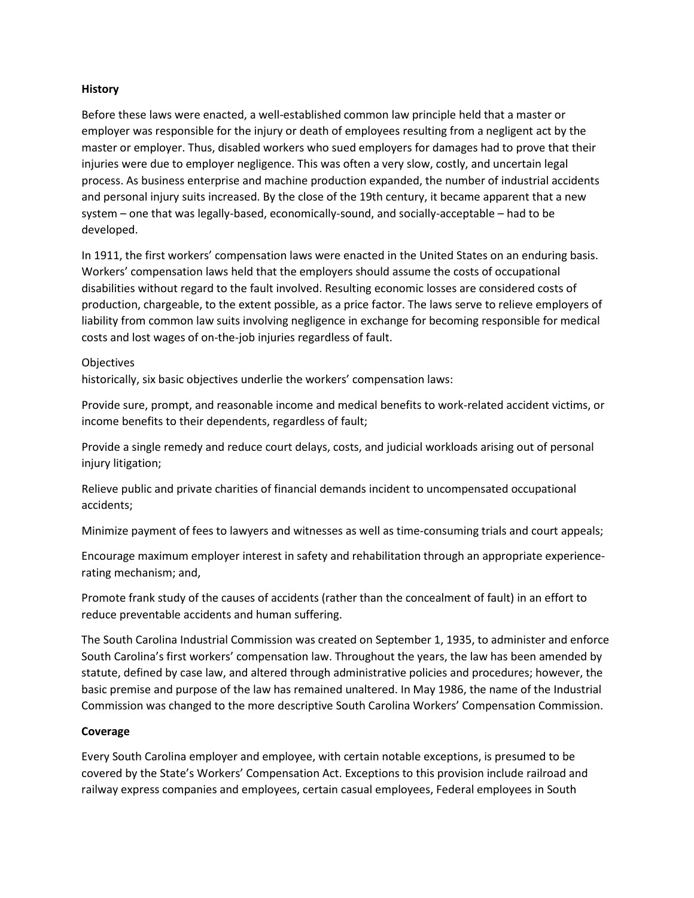**History**

Before these laws were enacted, a well-established common law principle held that a master or employer was responsible for the injury or death of employees resulting from a negligent act by the master or employer. Thus, disabled workers who sued employers for damages had to prove that their injuries were due to employer negligence. This was often a very slow, costly, and uncertain legal process. As business enterprise and machine production expanded, the number of industrial accidents and personal injury suits increased. By the close of the 19th century, it became apparent that a new system – one that was legally-based, economically-sound, and socially-acceptable – had to be developed.

In 1911, the first workers' compensation laws were enacted in the United States on an enduring basis. Workers' compensation laws held that the employers should assume the costs of occupational disabilities without regard to the fault involved. Resulting economic losses are considered costs of production, chargeable, to the extent possible, as a price factor. The laws serve to relieve employers of liability from common law suits involving negligence in exchange for becoming responsible for medical costs and lost wages of on-the-job injuries regardless of fault.

Objectives
historically, six basic objectives underlie the workers' compensation laws:

Provide sure, prompt, and reasonable income and medical benefits to work-related accident victims, or income benefits to their dependents, regardless of fault;

Provide a single remedy and reduce court delays, costs, and judicial workloads arising out of personal injury litigation;

Relieve public and private charities of financial demands incident to uncompensated occupational accidents;

Minimize payment of fees to lawyers and witnesses as well as time-consuming trials and court appeals;

Encourage maximum employer interest in safety and rehabilitation through an appropriate experience-rating mechanism; and,

Promote frank study of the causes of accidents (rather than the concealment of fault) in an effort to reduce preventable accidents and human suffering.

The South Carolina Industrial Commission was created on September 1, 1935, to administer and enforce South Carolina's first workers' compensation law. Throughout the years, the law has been amended by statute, defined by case law, and altered through administrative policies and procedures; however, the basic premise and purpose of the law has remained unaltered. In May 1986, the name of the Industrial Commission was changed to the more descriptive South Carolina Workers' Compensation Commission.

**Coverage**

Every South Carolina employer and employee, with certain notable exceptions, is presumed to be covered by the State's Workers' Compensation Act. Exceptions to this provision include railroad and railway express companies and employees, certain casual employees, Federal employees in South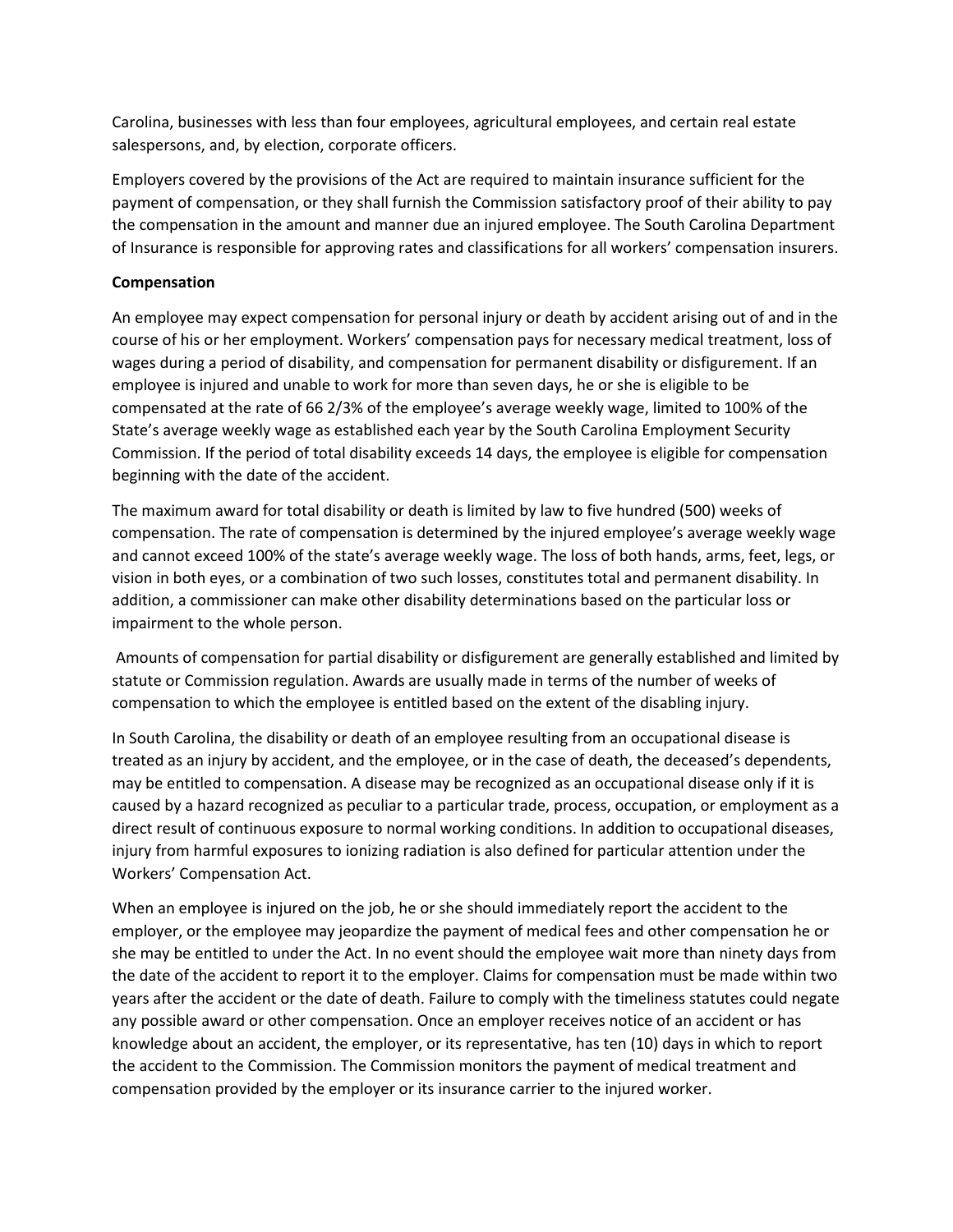Carolina, businesses with less than four employees, agricultural employees, and certain real estate salespersons, and, by election, corporate officers.

Employers covered by the provisions of the Act are required to maintain insurance sufficient for the payment of compensation, or they shall furnish the Commission satisfactory proof of their ability to pay the compensation in the amount and manner due an injured employee. The South Carolina Department of Insurance is responsible for approving rates and classifications for all workers' compensation insurers.

**Compensation**

An employee may expect compensation for personal injury or death by accident arising out of and in the course of his or her employment. Workers' compensation pays for necessary medical treatment, loss of wages during a period of disability, and compensation for permanent disability or disfigurement. If an employee is injured and unable to work for more than seven days, he or she is eligible to be compensated at the rate of 66 2/3% of the employee's average weekly wage, limited to 100% of the State's average weekly wage as established each year by the South Carolina Employment Security Commission. If the period of total disability exceeds 14 days, the employee is eligible for compensation beginning with the date of the accident.

The maximum award for total disability or death is limited by law to five hundred (500) weeks of compensation. The rate of compensation is determined by the injured employee's average weekly wage and cannot exceed 100% of the state's average weekly wage. The loss of both hands, arms, feet, legs, or vision in both eyes, or a combination of two such losses, constitutes total and permanent disability. In addition, a commissioner can make other disability determinations based on the particular loss or impairment to the whole person.

Amounts of compensation for partial disability or disfigurement are generally established and limited by statute or Commission regulation. Awards are usually made in terms of the number of weeks of compensation to which the employee is entitled based on the extent of the disabling injury.

In South Carolina, the disability or death of an employee resulting from an occupational disease is treated as an injury by accident, and the employee, or in the case of death, the deceased's dependents, may be entitled to compensation. A disease may be recognized as an occupational disease only if it is caused by a hazard recognized as peculiar to a particular trade, process, occupation, or employment as a direct result of continuous exposure to normal working conditions. In addition to occupational diseases, injury from harmful exposures to ionizing radiation is also defined for particular attention under the Workers' Compensation Act.

When an employee is injured on the job, he or she should immediately report the accident to the employer, or the employee may jeopardize the payment of medical fees and other compensation he or she may be entitled to under the Act. In no event should the employee wait more than ninety days from the date of the accident to report it to the employer. Claims for compensation must be made within two years after the accident or the date of death. Failure to comply with the timeliness statutes could negate any possible award or other compensation. Once an employer receives notice of an accident or has knowledge about an accident, the employer, or its representative, has ten (10) days in which to report the accident to the Commission. The Commission monitors the payment of medical treatment and compensation provided by the employer or its insurance carrier to the injured worker.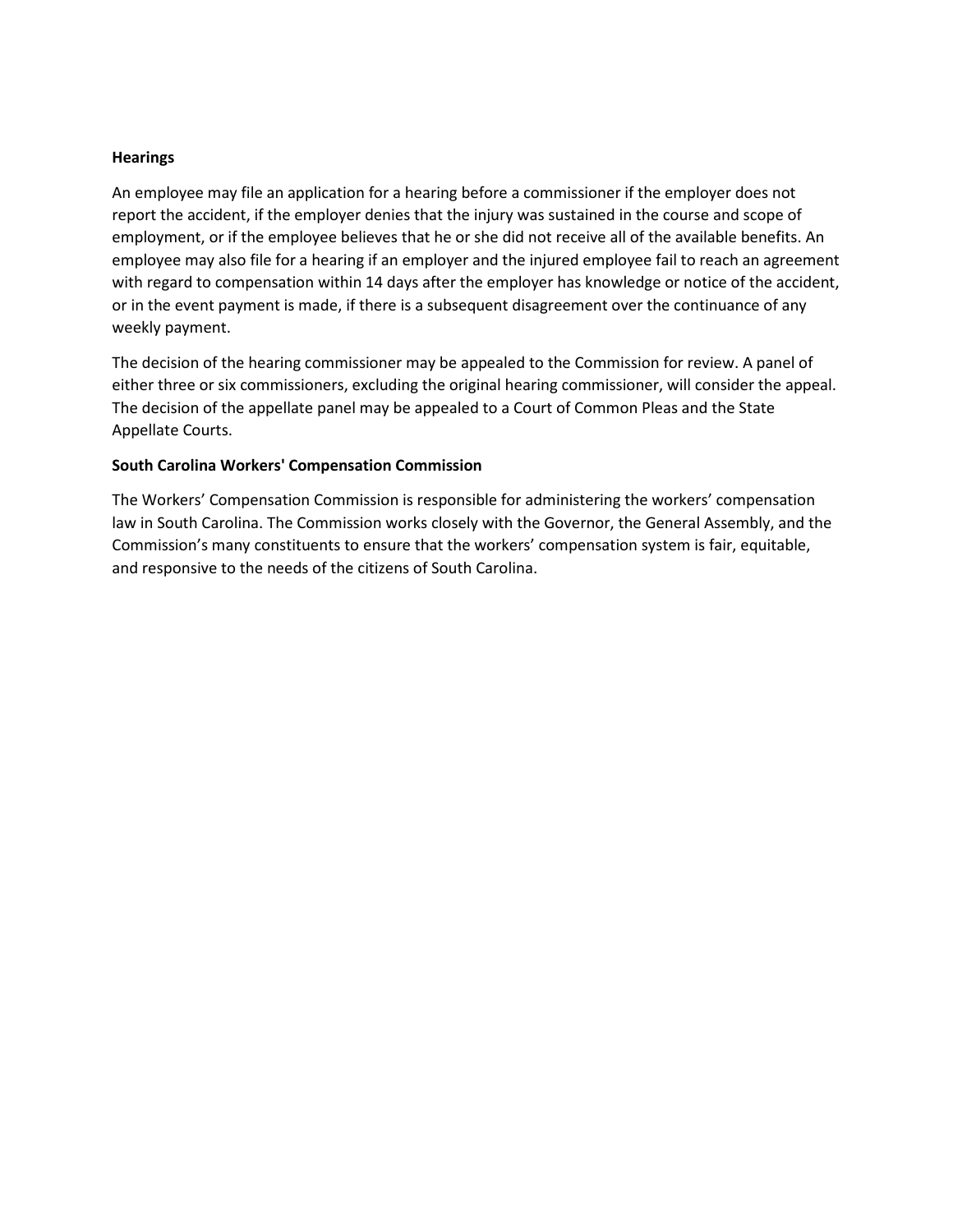**Hearings**

An employee may file an application for a hearing before a commissioner if the employer does not report the accident, if the employer denies that the injury was sustained in the course and scope of employment, or if the employee believes that he or she did not receive all of the available benefits. An employee may also file for a hearing if an employer and the injured employee fail to reach an agreement with regard to compensation within 14 days after the employer has knowledge or notice of the accident, or in the event payment is made, if there is a subsequent disagreement over the continuance of any weekly payment.

The decision of the hearing commissioner may be appealed to the Commission for review. A panel of either three or six commissioners, excluding the original hearing commissioner, will consider the appeal. The decision of the appellate panel may be appealed to a Court of Common Pleas and the State Appellate Courts.

**South Carolina Workers' Compensation Commission**

The Workers' Compensation Commission is responsible for administering the workers' compensation law in South Carolina. The Commission works closely with the Governor, the General Assembly, and the Commission's many constituents to ensure that the workers' compensation system is fair, equitable, and responsive to the needs of the citizens of South Carolina.